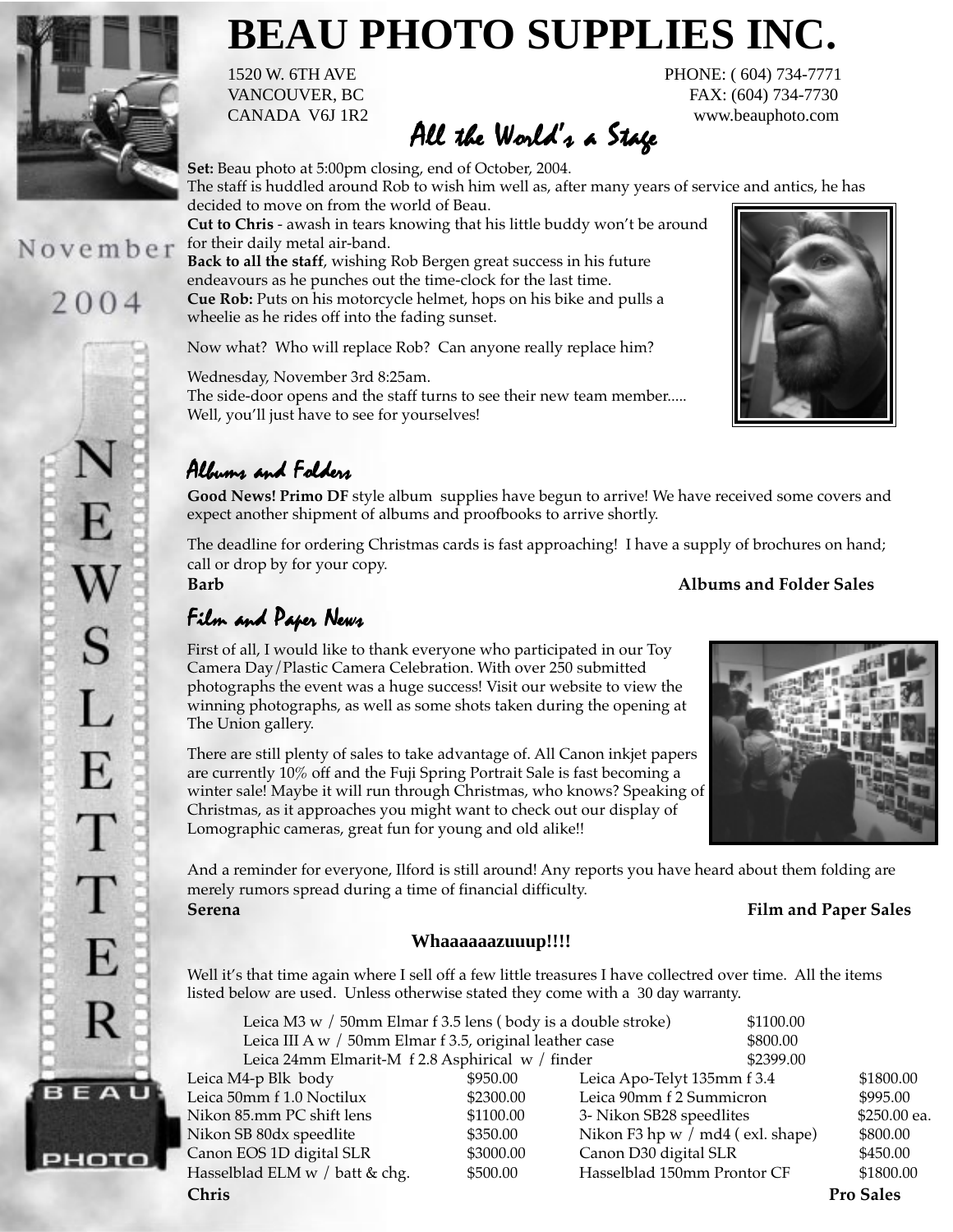# BEAU PHOTO SUPPLIES INC.

1520 W. 6TH AVE
VANCOUVER, BC
CANADA V6J 1R2

PHONE: ( 604) 734-7771
FAX: (604) 734-7730
www.beauphoto.com

November 2004

NEWSLETTER

## All the World's a Stage

**Set:** Beau photo at 5:00pm closing, end of October, 2004.
The staff is huddled around Rob to wish him well as, after many years of service and antics, he has decided to move on from the world of Beau.
**Cut to Chris** - awash in tears knowing that his little buddy won't be around for their daily metal air-band.
**Back to all the staff**, wishing Rob Bergen great success in his future endeavours as he punches out the time-clock for the last time.
**Cue Rob:** Puts on his motorcycle helmet, hops on his bike and pulls a wheelie as he rides off into the fading sunset.

Now what? Who will replace Rob? Can anyone really replace him?

Wednesday, November 3rd 8:25am.
The side-door opens and the staff turns to see their new team member.....
Well, you'll just have to see for yourselves!

## Albums and Folders

**Good News! Primo DF** style album supplies have begun to arrive! We have received some covers and expect another shipment of albums and proofbooks to arrive shortly.

The deadline for ordering Christmas cards is fast approaching! I have a supply of brochures on hand; call or drop by for your copy.

**Barb** — **Albums and Folder Sales**

## Film and Paper News

First of all, I would like to thank everyone who participated in our Toy Camera Day/Plastic Camera Celebration. With over 250 submitted photographs the event was a huge success! Visit our website to view the winning photographs, as well as some shots taken during the opening at The Union gallery.

There are still plenty of sales to take advantage of. All Canon inkjet papers are currently 10% off and the Fuji Spring Portrait Sale is fast becoming a winter sale! Maybe it will run through Christmas, who knows? Speaking of Christmas, as it approaches you might want to check out our display of Lomographic cameras, great fun for young and old alike!!

And a reminder for everyone, Ilford is still around! Any reports you have heard about them folding are merely rumors spread during a time of financial difficulty.

**Serena** — **Film and Paper Sales**

### Whaaaaaazuuup!!!!

Well it's that time again where I sell off a few little treasures I have collectred over time. All the items listed below are used. Unless otherwise stated they come with a 30 day warranty.

| Item | Price |
|---|---|
| Leica M3 w / 50mm Elmar f 3.5 lens ( body is a double stroke) | $1100.00 |
| Leica III A w / 50mm Elmar f 3.5, original leather case | $800.00 |
| Leica 24mm Elmarit-M f 2.8 Asphirical w / finder | $2399.00 |

| Item | Price | Item | Price |
|---|---|---|---|
| Leica M4-p Blk body | $950.00 | Leica Apo-Telyt 135mm f 3.4 | $1800.00 |
| Leica 50mm f 1.0 Noctilux | $2300.00 | Leica 90mm f 2 Summicron | $995.00 |
| Nikon 85.mm PC shift lens | $1100.00 | 3- Nikon SB28 speedlites | $250.00 ea. |
| Nikon SB 80dx speedlite | $350.00 | Nikon F3 hp w / md4 ( exl. shape) | $800.00 |
| Canon EOS 1D digital SLR | $3000.00 | Canon D30 digital SLR | $450.00 |
| Hasselblad ELM w / batt & chg. | $500.00 | Hasselblad 150mm Prontor CF | $1800.00 |

**Chris** — **Pro Sales**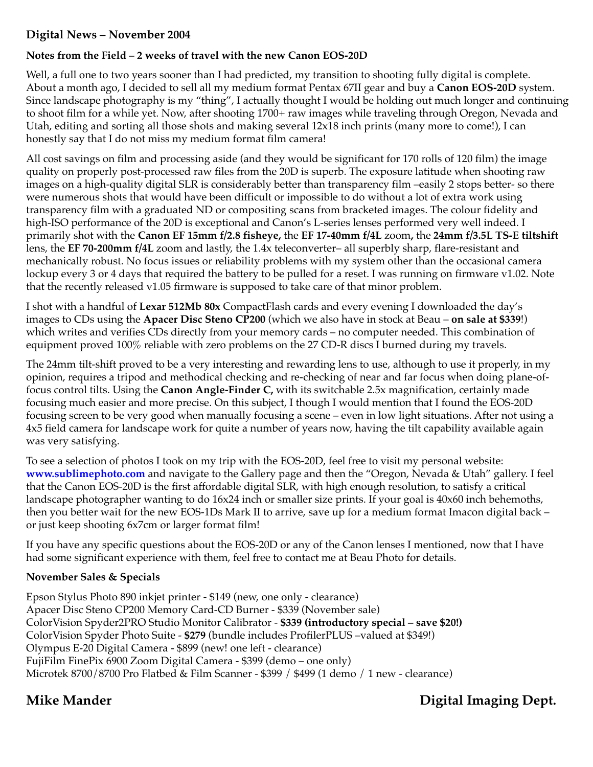### Digital News – November 2004

#### Notes from the Field – 2 weeks of travel with the new Canon EOS-20D

Well, a full one to two years sooner than I had predicted, my transition to shooting fully digital is complete. About a month ago, I decided to sell all my medium format Pentax 67II gear and buy a **Canon EOS-20D** system. Since landscape photography is my "thing", I actually thought I would be holding out much longer and continuing to shoot film for a while yet. Now, after shooting 1700+ raw images while traveling through Oregon, Nevada and Utah, editing and sorting all those shots and making several 12x18 inch prints (many more to come!), I can honestly say that I do not miss my medium format film camera!

All cost savings on film and processing aside (and they would be significant for 170 rolls of 120 film) the image quality on properly post-processed raw files from the 20D is superb. The exposure latitude when shooting raw images on a high-quality digital SLR is considerably better than transparency film –easily 2 stops better- so there were numerous shots that would have been difficult or impossible to do without a lot of extra work using transparency film with a graduated ND or compositing scans from bracketed images. The colour fidelity and high-ISO performance of the 20D is exceptional and Canon's L-series lenses performed very well indeed. I primarily shot with the **Canon EF 15mm f/2.8 fisheye,** the **EF 17-40mm f/4L** zoom**,** the **24mm f/3.5L TS-E tiltshift** lens, the **EF 70-200mm f/4L** zoom and lastly, the 1.4x teleconverter– all superbly sharp, flare-resistant and mechanically robust. No focus issues or reliability problems with my system other than the occasional camera lockup every 3 or 4 days that required the battery to be pulled for a reset. I was running on firmware v1.02. Note that the recently released v1.05 firmware is supposed to take care of that minor problem.

I shot with a handful of **Lexar 512Mb 80x** CompactFlash cards and every evening I downloaded the day's images to CDs using the **Apacer Disc Steno CP200** (which we also have in stock at Beau – **on sale at $339**!) which writes and verifies CDs directly from your memory cards – no computer needed. This combination of equipment proved 100% reliable with zero problems on the 27 CD-R discs I burned during my travels.

The 24mm tilt-shift proved to be a very interesting and rewarding lens to use, although to use it properly, in my opinion, requires a tripod and methodical checking and re-checking of near and far focus when doing plane-of-focus control tilts. Using the **Canon Angle-Finder C,** with its switchable 2.5x magnification, certainly made focusing much easier and more precise. On this subject, I though I would mention that I found the EOS-20D focusing screen to be very good when manually focusing a scene – even in low light situations. After not using a 4x5 field camera for landscape work for quite a number of years now, having the tilt capability available again was very satisfying.

To see a selection of photos I took on my trip with the EOS-20D, feel free to visit my personal website: **www.sublimephoto.com** and navigate to the Gallery page and then the "Oregon, Nevada & Utah" gallery. I feel that the Canon EOS-20D is the first affordable digital SLR, with high enough resolution, to satisfy a critical landscape photographer wanting to do 16x24 inch or smaller size prints. If your goal is 40x60 inch behemoths, then you better wait for the new EOS-1Ds Mark II to arrive, save up for a medium format Imacon digital back – or just keep shooting 6x7cm or larger format film!

If you have any specific questions about the EOS-20D or any of the Canon lenses I mentioned, now that I have had some significant experience with them, feel free to contact me at Beau Photo for details.

#### November Sales & Specials

Epson Stylus Photo 890 inkjet printer - $149 (new, one only - clearance)
Apacer Disc Steno CP200 Memory Card-CD Burner - $339 (November sale)
ColorVision Spyder2PRO Studio Monitor Calibrator - **$339 (introductory special – save $20!)**
ColorVision Spyder Photo Suite - **$279** (bundle includes ProfilerPLUS –valued at $349!)
Olympus E-20 Digital Camera - $899 (new! one left - clearance)
FujiFilm FinePix 6900 Zoom Digital Camera - $399 (demo – one only)
Microtek 8700/8700 Pro Flatbed & Film Scanner - $399 / $499 (1 demo / 1 new - clearance)

**Mike Mander** **Digital Imaging Dept.**